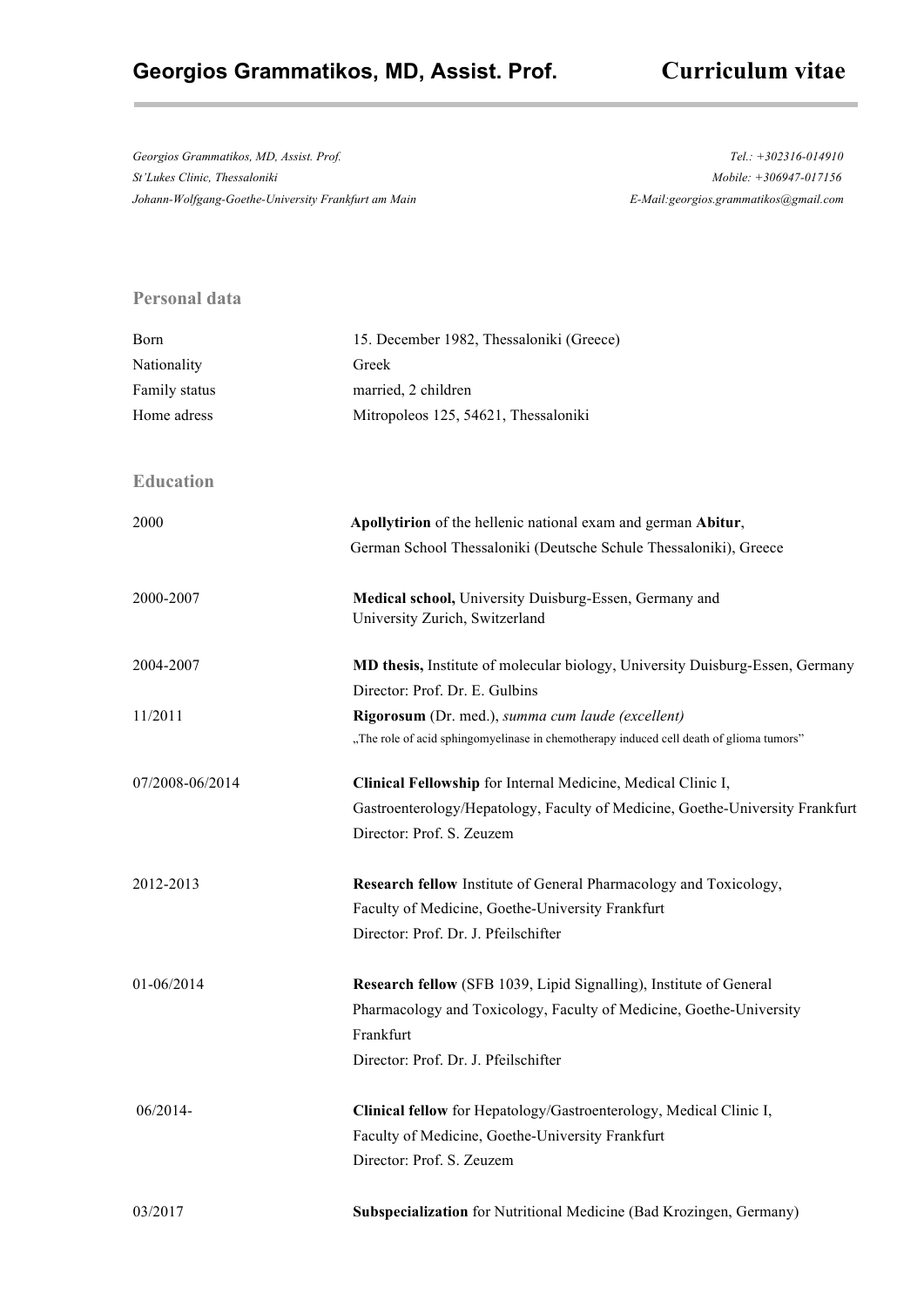# Georgios Grammatikos, MD, Assist. Prof. — Curriculum vitae

*Georgios Grammatikos, MD, Assist. Prof.*
*St'Lukes Clinic, Thessaloniki*
*Johann-Wolfgang-Goethe-University Frankfurt am Main*

*Tel.: +302316-014910*
*Mobile: +306947-017156*
*E-Mail:georgios.grammatikos@gmail.com*

## Personal data

| | |
|---|---|
| Born | 15. December 1982, Thessaloniki (Greece) |
| Nationality | Greek |
| Family status | married, 2 children |
| Home adress | Mitropoleos 125, 54621, Thessaloniki |

## Education

| | |
|---|---|
| 2000 | **Apollytirion** of the hellenic national exam and german **Abitur**, German School Thessaloniki (Deutsche Schule Thessaloniki), Greece |
| 2000-2007 | **Medical school,** University Duisburg-Essen, Germany and University Zurich, Switzerland |
| 2004-2007 | **MD thesis,** Institute of molecular biology, University Duisburg-Essen, Germany<br>Director: Prof. Dr. E. Gulbins |
| 11/2011 | **Rigorosum** (Dr. med.), *summa cum laude (excellent)*<br>„The role of acid sphingomyelinase in chemotherapy induced cell death of glioma tumors" |
| 07/2008-06/2014 | **Clinical Fellowship** for Internal Medicine, Medical Clinic I, Gastroenterology/Hepatology, Faculty of Medicine, Goethe-University Frankfurt<br>Director: Prof. S. Zeuzem |
| 2012-2013 | **Research fellow** Institute of General Pharmacology and Toxicology, Faculty of Medicine, Goethe-University Frankfurt<br>Director: Prof. Dr. J. Pfeilschifter |
| 01-06/2014 | **Research fellow** (SFB 1039, Lipid Signalling), Institute of General Pharmacology and Toxicology, Faculty of Medicine, Goethe-University Frankfurt<br>Director: Prof. Dr. J. Pfeilschifter |
| 06/2014- | **Clinical fellow** for Hepatology/Gastroenterology, Medical Clinic I, Faculty of Medicine, Goethe-University Frankfurt<br>Director: Prof. S. Zeuzem |
| 03/2017 | **Subspecialization** for Nutritional Medicine (Bad Krozingen, Germany) |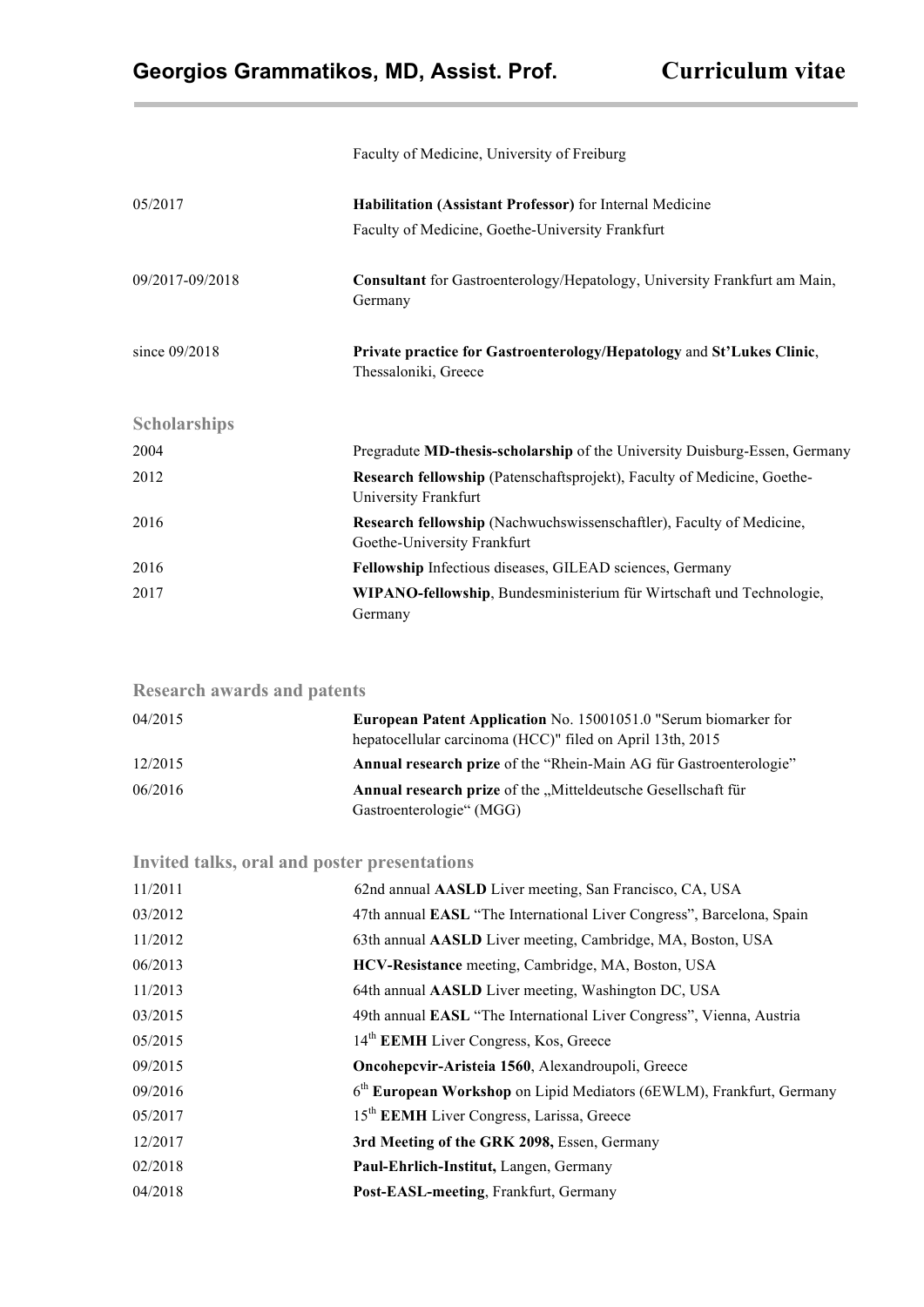| | |
|---|---|
| | Faculty of Medicine, University of Freiburg |
| 05/2017 | **Habilitation (Assistant Professor)** for Internal Medicine<br>Faculty of Medicine, Goethe-University Frankfurt |
| 09/2017-09/2018 | **Consultant** for Gastroenterology/Hepatology, University Frankfurt am Main, Germany |
| since 09/2018 | **Private practice for Gastroenterology/Hepatology** and **St'Lukes Clinic**, Thessaloniki, Greece |

## Scholarships

| | |
|---|---|
| 2004 | Pregradute **MD-thesis-scholarship** of the University Duisburg-Essen, Germany |
| 2012 | **Research fellowship** (Patenschaftsprojekt), Faculty of Medicine, Goethe-University Frankfurt |
| 2016 | **Research fellowship** (Nachwuchswissenschaftler), Faculty of Medicine, Goethe-University Frankfurt |
| 2016 | **Fellowship** Infectious diseases, GILEAD sciences, Germany |
| 2017 | **WIPANO-fellowship**, Bundesministerium für Wirtschaft und Technologie, Germany |

## Research awards and patents

| | |
|---|---|
| 04/2015 | **European Patent Application** No. 15001051.0 "Serum biomarker for hepatocellular carcinoma (HCC)" filed on April 13th, 2015 |
| 12/2015 | **Annual research prize** of the "Rhein-Main AG für Gastroenterologie" |
| 06/2016 | **Annual research prize** of the „Mitteldeutsche Gesellschaft für Gastroenterologie" (MGG) |

## Invited talks, oral and poster presentations

| | |
|---|---|
| 11/2011 | 62nd annual **AASLD** Liver meeting, San Francisco, CA, USA |
| 03/2012 | 47th annual **EASL** "The International Liver Congress", Barcelona, Spain |
| 11/2012 | 63th annual **AASLD** Liver meeting, Cambridge, MA, Boston, USA |
| 06/2013 | **HCV-Resistance** meeting, Cambridge, MA, Boston, USA |
| 11/2013 | 64th annual **AASLD** Liver meeting, Washington DC, USA |
| 03/2015 | 49th annual **EASL** "The International Liver Congress", Vienna, Austria |
| 05/2015 | 14th **EEMH** Liver Congress, Kos, Greece |
| 09/2015 | **Oncohepcvir-Aristeia 1560**, Alexandroupoli, Greece |
| 09/2016 | 6th **European Workshop** on Lipid Mediators (6EWLM), Frankfurt, Germany |
| 05/2017 | 15th **EEMH** Liver Congress, Larissa, Greece |
| 12/2017 | **3rd Meeting of the GRK 2098,** Essen, Germany |
| 02/2018 | **Paul-Ehrlich-Institut,** Langen, Germany |
| 04/2018 | **Post-EASL-meeting**, Frankfurt, Germany |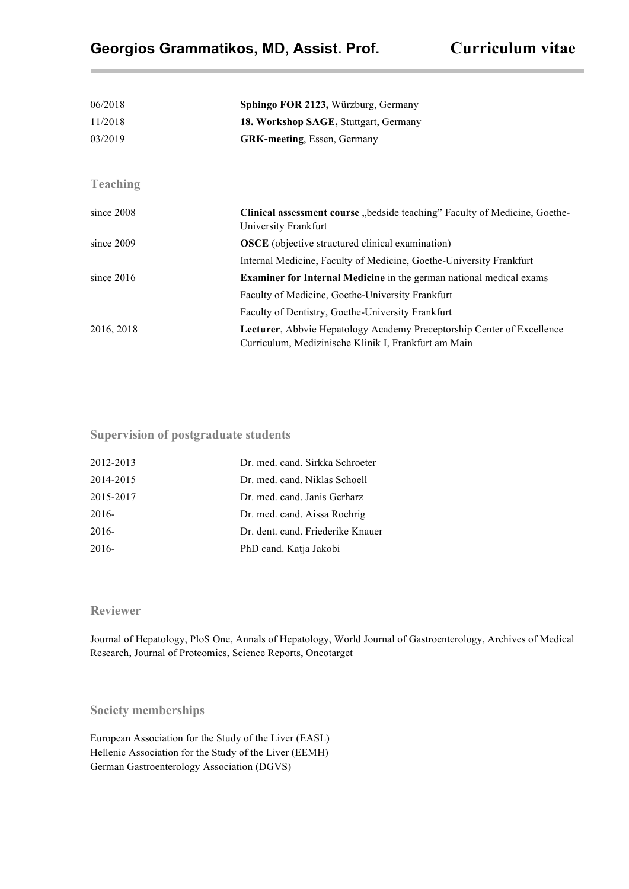| | |
|---|---|
| 06/2018 | **Sphingo FOR 2123,** Würzburg, Germany |
| 11/2018 | **18. Workshop SAGE,** Stuttgart, Germany |
| 03/2019 | **GRK-meeting**, Essen, Germany |

## Teaching

| | |
|---|---|
| since 2008 | **Clinical assessment course** „bedside teaching" Faculty of Medicine, Goethe-University Frankfurt |
| since 2009 | **OSCE** (objective structured clinical examination) |
| | Internal Medicine, Faculty of Medicine, Goethe-University Frankfurt |
| since 2016 | **Examiner for Internal Medicine** in the german national medical exams |
| | Faculty of Medicine, Goethe-University Frankfurt |
| | Faculty of Dentistry, Goethe-University Frankfurt |
| 2016, 2018 | **Lecturer**, Abbvie Hepatology Academy Preceptorship Center of Excellence Curriculum, Medizinische Klinik I, Frankfurt am Main |

## Supervision of postgraduate students

| | |
|---|---|
| 2012-2013 | Dr. med. cand. Sirkka Schroeter |
| 2014-2015 | Dr. med. cand. Niklas Schoell |
| 2015-2017 | Dr. med. cand. Janis Gerharz |
| 2016- | Dr. med. cand. Aissa Roehrig |
| 2016- | Dr. dent. cand. Friederike Knauer |
| 2016- | PhD cand. Katja Jakobi |

## Reviewer

Journal of Hepatology, PloS One, Annals of Hepatology, World Journal of Gastroenterology, Archives of Medical Research, Journal of Proteomics, Science Reports, Oncotarget

## Society memberships

European Association for the Study of the Liver (EASL)
Hellenic Association for the Study of the Liver (EEMH)
German Gastroenterology Association (DGVS)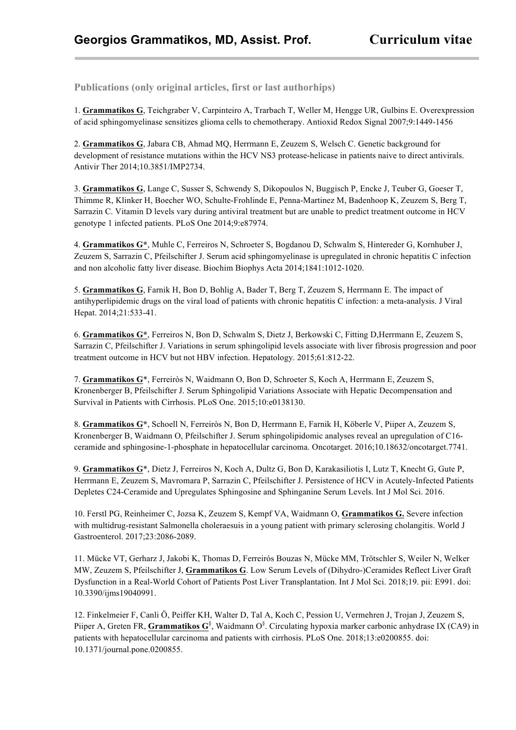### Publications (only original articles, first or last authorhips)

1. **Grammatikos G**, Teichgraber V, Carpinteiro A, Trarbach T, Weller M, Hengge UR, Gulbins E. Overexpression of acid sphingomyelinase sensitizes glioma cells to chemotherapy. Antioxid Redox Signal 2007;9:1449-1456

2. **Grammatikos G**, Jabara CB, Ahmad MQ, Herrmann E, Zeuzem S, Welsch C. Genetic background for development of resistance mutations within the HCV NS3 protease-helicase in patients naive to direct antivirals. Antivir Ther 2014;10.3851/IMP2734.

3. **Grammatikos G**, Lange C, Susser S, Schwendy S, Dikopoulos N, Buggisch P, Encke J, Teuber G, Goeser T, Thimme R, Klinker H, Boecher WO, Schulte-Frohlinde E, Penna-Martinez M, Badenhoop K, Zeuzem S, Berg T, Sarrazin C. Vitamin D levels vary during antiviral treatment but are unable to predict treatment outcome in HCV genotype 1 infected patients. PLoS One 2014;9:e87974.

4. **Grammatikos G***, Muhle C, Ferreiros N, Schroeter S, Bogdanou D, Schwalm S, Hintereder G, Kornhuber J, Zeuzem S, Sarrazin C, Pfeilschifter J. Serum acid sphingomyelinase is upregulated in chronic hepatitis C infection and non alcoholic fatty liver disease. Biochim Biophys Acta 2014;1841:1012-1020.

5. **Grammatikos G**, Farnik H, Bon D, Bohlig A, Bader T, Berg T, Zeuzem S, Herrmann E. The impact of antihyperlipidemic drugs on the viral load of patients with chronic hepatitis C infection: a meta-analysis. J Viral Hepat. 2014;21:533-41.

6. **Grammatikos G***, Ferreiros N, Bon D, Schwalm S, Dietz J, Berkowski C, Fitting D,Herrmann E, Zeuzem S, Sarrazin C, Pfeilschifter J. Variations in serum sphingolipid levels associate with liver fibrosis progression and poor treatment outcome in HCV but not HBV infection. Hepatology. 2015;61:812-22.

7. **Grammatikos G***, Ferreiròs N, Waidmann O, Bon D, Schroeter S, Koch A, Herrmann E, Zeuzem S, Kronenberger B, Pfeilschifter J. Serum Sphingolipid Variations Associate with Hepatic Decompensation and Survival in Patients with Cirrhosis. PLoS One. 2015;10:e0138130.

8. **Grammatikos G***, Schoell N, Ferreiròs N, Bon D, Herrmann E, Farnik H, Köberle V, Piiper A, Zeuzem S, Kronenberger B, Waidmann O, Pfeilschifter J. Serum sphingolipidomic analyses reveal an upregulation of C16-ceramide and sphingosine-1-phosphate in hepatocellular carcinoma. Oncotarget. 2016;10.18632/oncotarget.7741.

9. **Grammatikos G***, Dietz J, Ferreiros N, Koch A, Dultz G, Bon D, Karakasiliotis I, Lutz T, Knecht G, Gute P, Herrmann E, Zeuzem S, Mavromara P, Sarrazin C, Pfeilschifter J. Persistence of HCV in Acutely-Infected Patients Depletes C24-Ceramide and Upregulates Sphingosine and Sphinganine Serum Levels. Int J Mol Sci. 2016.

10. Ferstl PG, Reinheimer C, Jozsa K, Zeuzem S, Kempf VA, Waidmann O, **Grammatikos G.** Severe infection with multidrug-resistant Salmonella choleraesuis in a young patient with primary sclerosing cholangitis. World J Gastroenterol. 2017;23:2086-2089.

11. Mücke VT, Gerharz J, Jakobi K, Thomas D, Ferreirós Bouzas N, Mücke MM, Trötschler S, Weiler N, Welker MW, Zeuzem S, Pfeilschifter J, **Grammatikos G**. Low Serum Levels of (Dihydro-)Ceramides Reflect Liver Graft Dysfunction in a Real-World Cohort of Patients Post Liver Transplantation. Int J Mol Sci. 2018;19. pii: E991. doi: 10.3390/ijms19040991.

12. Finkelmeier F, Canli Ö, Peiffer KH, Walter D, Tal A, Koch C, Pession U, Vermehren J, Trojan J, Zeuzem S, Piiper A, Greten FR, **Grammatikos G**[§], Waidmann O[§]. Circulating hypoxia marker carbonic anhydrase IX (CA9) in patients with hepatocellular carcinoma and patients with cirrhosis. PLoS One. 2018;13:e0200855. doi: 10.1371/journal.pone.0200855.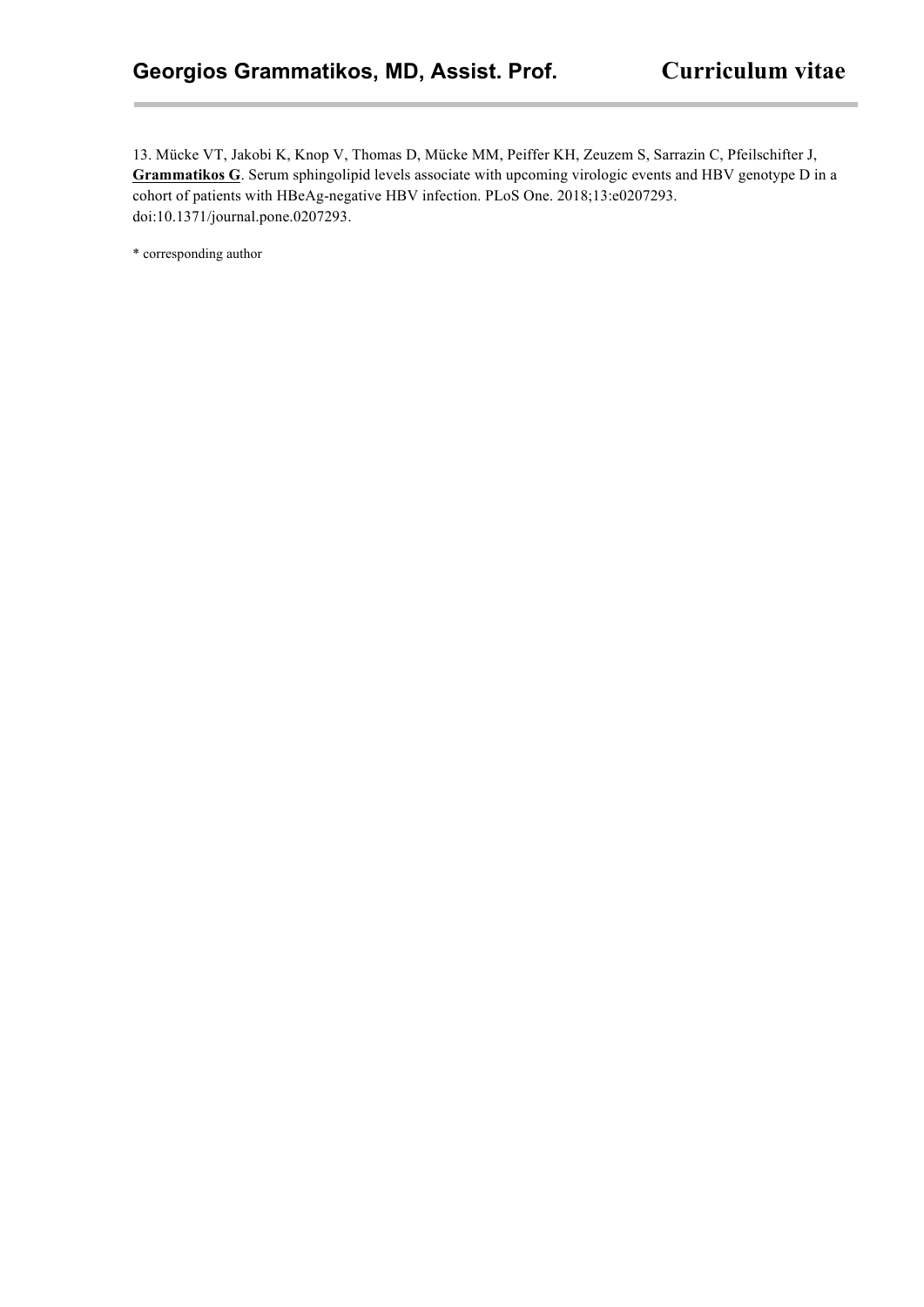13. Mücke VT, Jakobi K, Knop V, Thomas D, Mücke MM, Peiffer KH, Zeuzem S, Sarrazin C, Pfeilschifter J, **Grammatikos G**. Serum sphingolipid levels associate with upcoming virologic events and HBV genotype D in a cohort of patients with HBeAg-negative HBV infection. PLoS One. 2018;13:e0207293. doi:10.1371/journal.pone.0207293.

* corresponding author